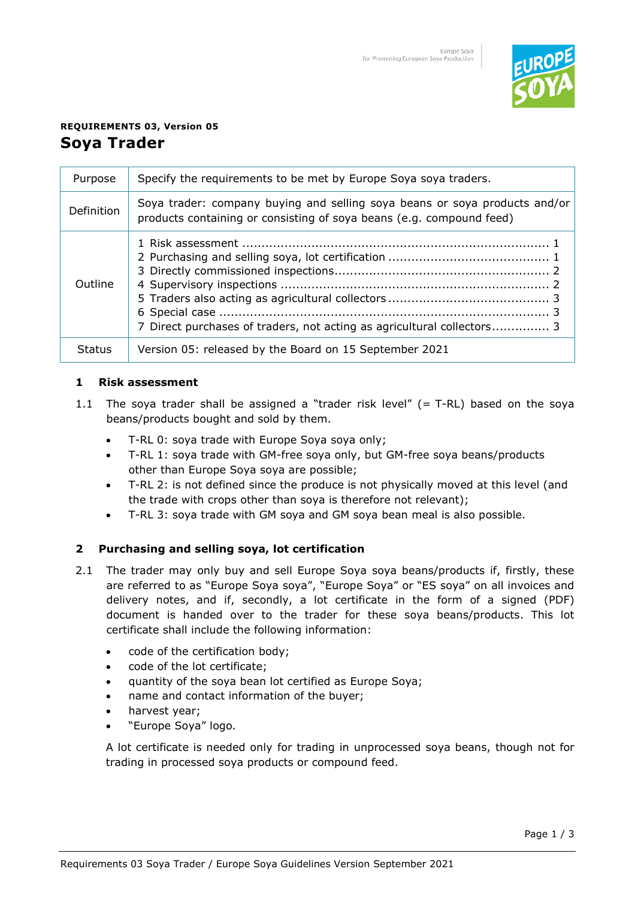**REQUIREMENTS 03, Version 05**

# Soya Trader

| Purpose | Specify the requirements to be met by Europe Soya soya traders. |
|---|---|
| Definition | Soya trader: company buying and selling soya beans or soya products and/or products containing or consisting of soya beans (e.g. compound feed) |
| Outline | 1 Risk assessment ... 1<br>2 Purchasing and selling soya, lot certification ... 1<br>3 Directly commissioned inspections ... 2<br>4 Supervisory inspections ... 2<br>5 Traders also acting as agricultural collectors ... 3<br>6 Special case ... 3<br>7 Direct purchases of traders, not acting as agricultural collectors ... 3 |
| Status | Version 05: released by the Board on 15 September 2021 |

## 1 Risk assessment

1.1 The soya trader shall be assigned a "trader risk level" (= T-RL) based on the soya beans/products bought and sold by them.

- T-RL 0: soya trade with Europe Soya soya only;
- T-RL 1: soya trade with GM-free soya only, but GM-free soya beans/products other than Europe Soya soya are possible;
- T-RL 2: is not defined since the produce is not physically moved at this level (and the trade with crops other than soya is therefore not relevant);
- T-RL 3: soya trade with GM soya and GM soya bean meal is also possible.

## 2 Purchasing and selling soya, lot certification

2.1 The trader may only buy and sell Europe Soya soya beans/products if, firstly, these are referred to as "Europe Soya soya", "Europe Soya" or "ES soya" on all invoices and delivery notes, and if, secondly, a lot certificate in the form of a signed (PDF) document is handed over to the trader for these soya beans/products. This lot certificate shall include the following information:

- code of the certification body;
- code of the lot certificate;
- quantity of the soya bean lot certified as Europe Soya;
- name and contact information of the buyer;
- harvest year;
- "Europe Soya" logo.

A lot certificate is needed only for trading in unprocessed soya beans, though not for trading in processed soya products or compound feed.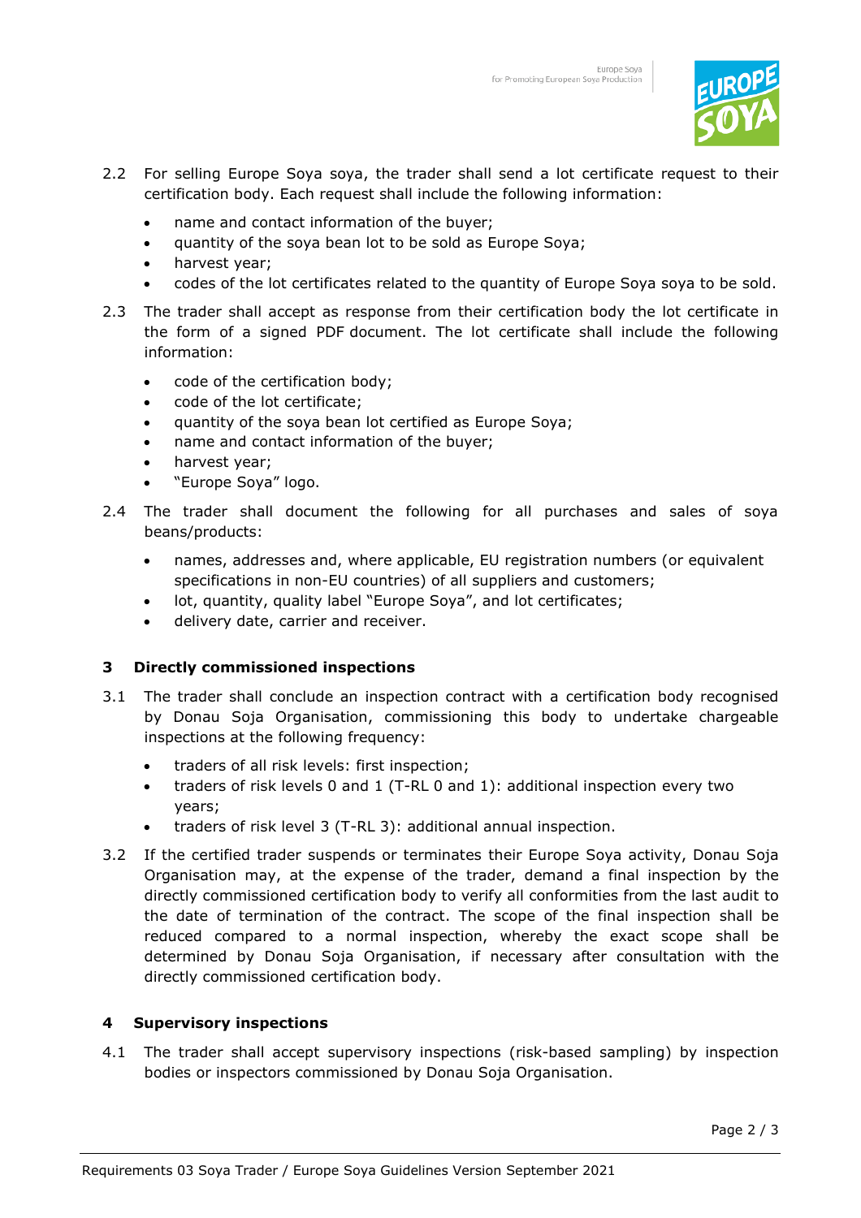2.2 For selling Europe Soya soya, the trader shall send a lot certificate request to their certification body. Each request shall include the following information:

- name and contact information of the buyer;
- quantity of the soya bean lot to be sold as Europe Soya;
- harvest year;
- codes of the lot certificates related to the quantity of Europe Soya soya to be sold.

2.3 The trader shall accept as response from their certification body the lot certificate in the form of a signed PDF document. The lot certificate shall include the following information:

- code of the certification body;
- code of the lot certificate;
- quantity of the soya bean lot certified as Europe Soya;
- name and contact information of the buyer;
- harvest year;
- "Europe Soya" logo.

2.4 The trader shall document the following for all purchases and sales of soya beans/products:

- names, addresses and, where applicable, EU registration numbers (or equivalent specifications in non-EU countries) of all suppliers and customers;
- lot, quantity, quality label "Europe Soya", and lot certificates;
- delivery date, carrier and receiver.

## 3 Directly commissioned inspections

3.1 The trader shall conclude an inspection contract with a certification body recognised by Donau Soja Organisation, commissioning this body to undertake chargeable inspections at the following frequency:

- traders of all risk levels: first inspection;
- traders of risk levels 0 and 1 (T-RL 0 and 1): additional inspection every two years;
- traders of risk level 3 (T-RL 3): additional annual inspection.

3.2 If the certified trader suspends or terminates their Europe Soya activity, Donau Soja Organisation may, at the expense of the trader, demand a final inspection by the directly commissioned certification body to verify all conformities from the last audit to the date of termination of the contract. The scope of the final inspection shall be reduced compared to a normal inspection, whereby the exact scope shall be determined by Donau Soja Organisation, if necessary after consultation with the directly commissioned certification body.

## 4 Supervisory inspections

4.1 The trader shall accept supervisory inspections (risk-based sampling) by inspection bodies or inspectors commissioned by Donau Soja Organisation.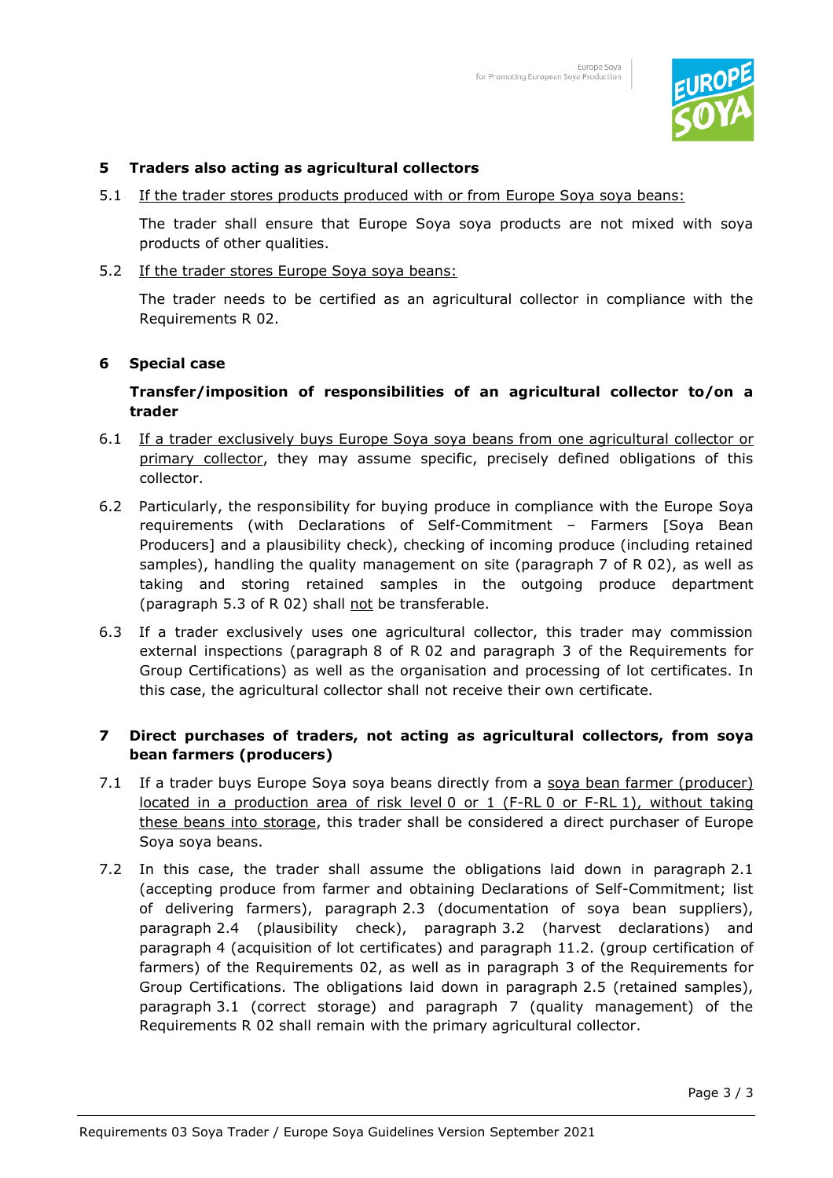## 5 Traders also acting as agricultural collectors

5.1 If the trader stores products produced with or from Europe Soya soya beans:

The trader shall ensure that Europe Soya soya products are not mixed with soya products of other qualities.

5.2 If the trader stores Europe Soya soya beans:

The trader needs to be certified as an agricultural collector in compliance with the Requirements R 02.

## 6 Special case

### Transfer/imposition of responsibilities of an agricultural collector to/on a trader

6.1 If a trader exclusively buys Europe Soya soya beans from one agricultural collector or primary collector, they may assume specific, precisely defined obligations of this collector.

6.2 Particularly, the responsibility for buying produce in compliance with the Europe Soya requirements (with Declarations of Self-Commitment – Farmers [Soya Bean Producers] and a plausibility check), checking of incoming produce (including retained samples), handling the quality management on site (paragraph 7 of R 02), as well as taking and storing retained samples in the outgoing produce department (paragraph 5.3 of R 02) shall not be transferable.

6.3 If a trader exclusively uses one agricultural collector, this trader may commission external inspections (paragraph 8 of R 02 and paragraph 3 of the Requirements for Group Certifications) as well as the organisation and processing of lot certificates. In this case, the agricultural collector shall not receive their own certificate.

## 7 Direct purchases of traders, not acting as agricultural collectors, from soya bean farmers (producers)

7.1 If a trader buys Europe Soya soya beans directly from a soya bean farmer (producer) located in a production area of risk level 0 or 1 (F-RL 0 or F-RL 1), without taking these beans into storage, this trader shall be considered a direct purchaser of Europe Soya soya beans.

7.2 In this case, the trader shall assume the obligations laid down in paragraph 2.1 (accepting produce from farmer and obtaining Declarations of Self-Commitment; list of delivering farmers), paragraph 2.3 (documentation of soya bean suppliers), paragraph 2.4 (plausibility check), paragraph 3.2 (harvest declarations) and paragraph 4 (acquisition of lot certificates) and paragraph 11.2. (group certification of farmers) of the Requirements 02, as well as in paragraph 3 of the Requirements for Group Certifications. The obligations laid down in paragraph 2.5 (retained samples), paragraph 3.1 (correct storage) and paragraph 7 (quality management) of the Requirements R 02 shall remain with the primary agricultural collector.